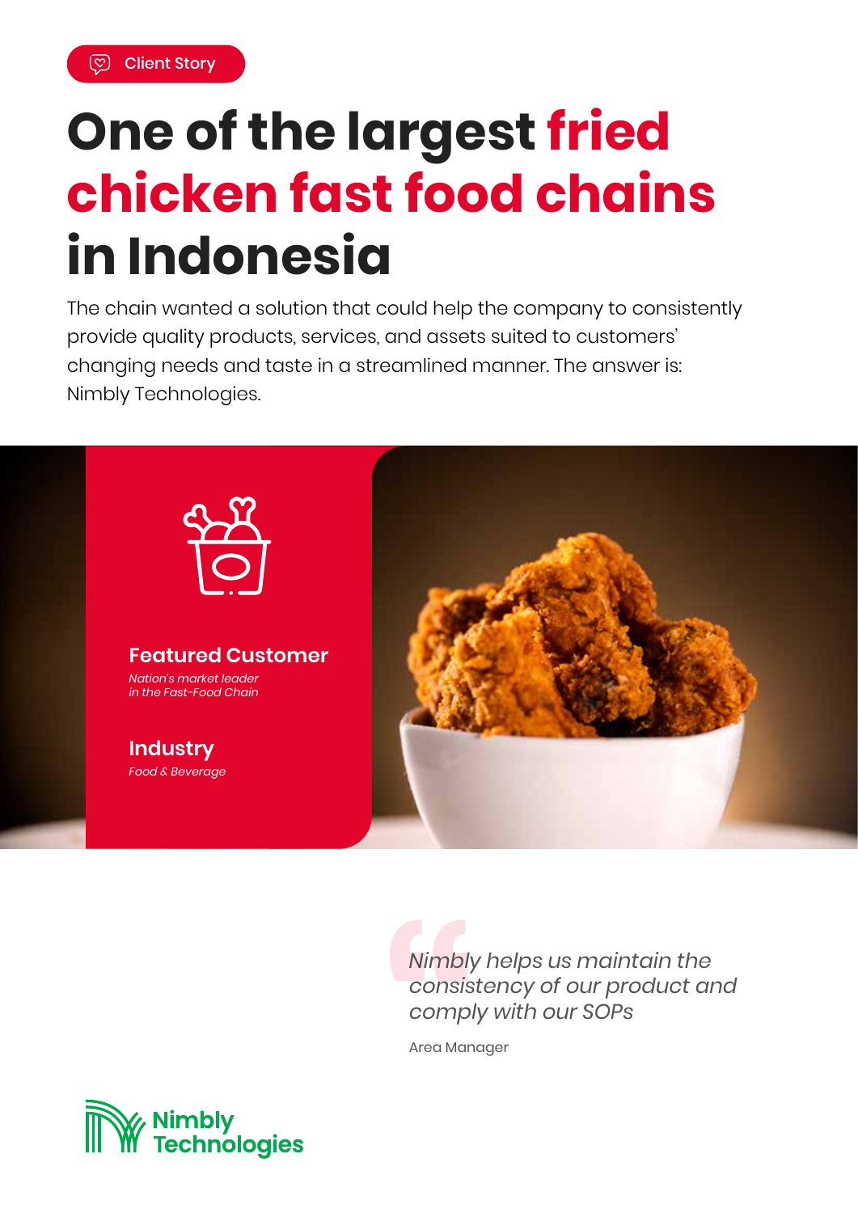Client Story

# One of the largest fried chicken fast food chains in Indonesia

The chain wanted a solution that could help the company to consistently provide quality products, services, and assets suited to customers' changing needs and taste in a streamlined manner. The answer is: Nimbly Technologies.

### Featured Customer

*Nation's market leader in the Fast-Food Chain*

### Industry

*Food & Beverage*

> *Nimbly helps us maintain the consistency of our product and comply with our SOPs*
>
> Area Manager

Nimbly Technologies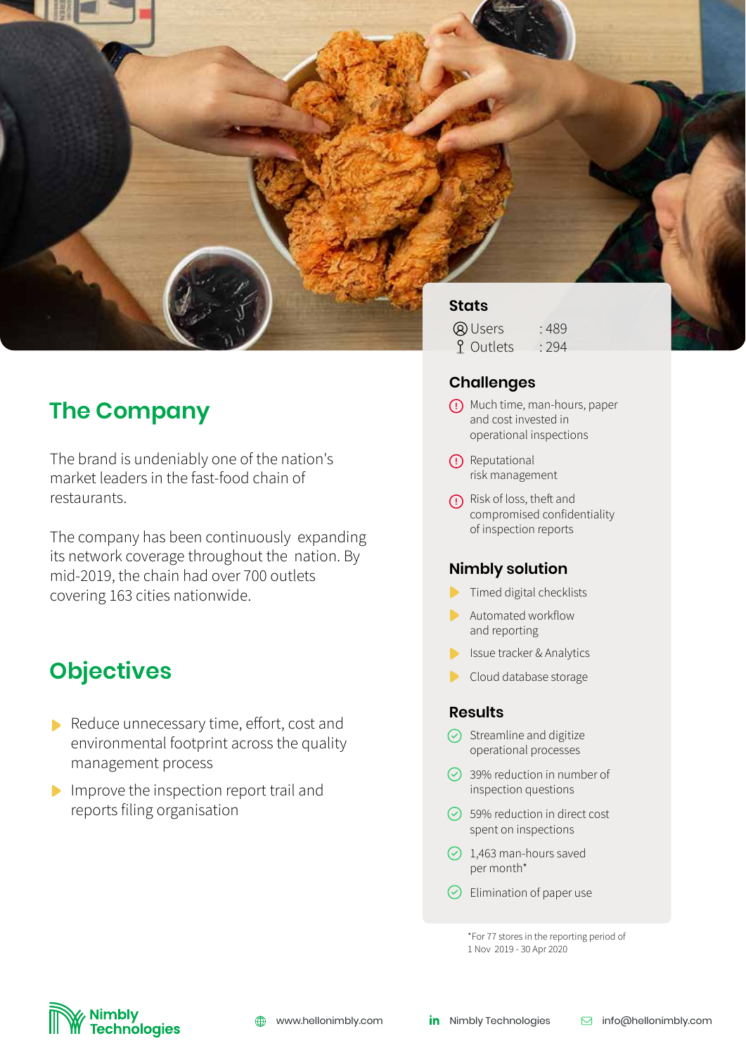## The Company

The brand is undeniably one of the nation's market leaders in the fast-food chain of restaurants.

The company has been continuously expanding its network coverage throughout the nation. By mid-2019, the chain had over 700 outlets covering 163 cities nationwide.

## Objectives

- Reduce unnecessary time, effort, cost and environmental footprint across the quality management process
- Improve the inspection report trail and reports filing organisation

### Stats

- Users : 489
- Outlets : 294

### Challenges

- Much time, man-hours, paper and cost invested in operational inspections
- Reputational risk management
- Risk of loss, theft and compromised confidentiality of inspection reports

### Nimbly solution

- Timed digital checklists
- Automated workflow and reporting
- Issue tracker & Analytics
- Cloud database storage

### Results

- Streamline and digitize operational processes
- 39% reduction in number of inspection questions
- 59% reduction in direct cost spent on inspections
- 1,463 man-hours saved per month*
- Elimination of paper use

*For 77 stores in the reporting period of 1 Nov 2019 - 30 Apr 2020

Nimbly Technologies

www.hellonimbly.com | Nimbly Technologies | info@hellonimbly.com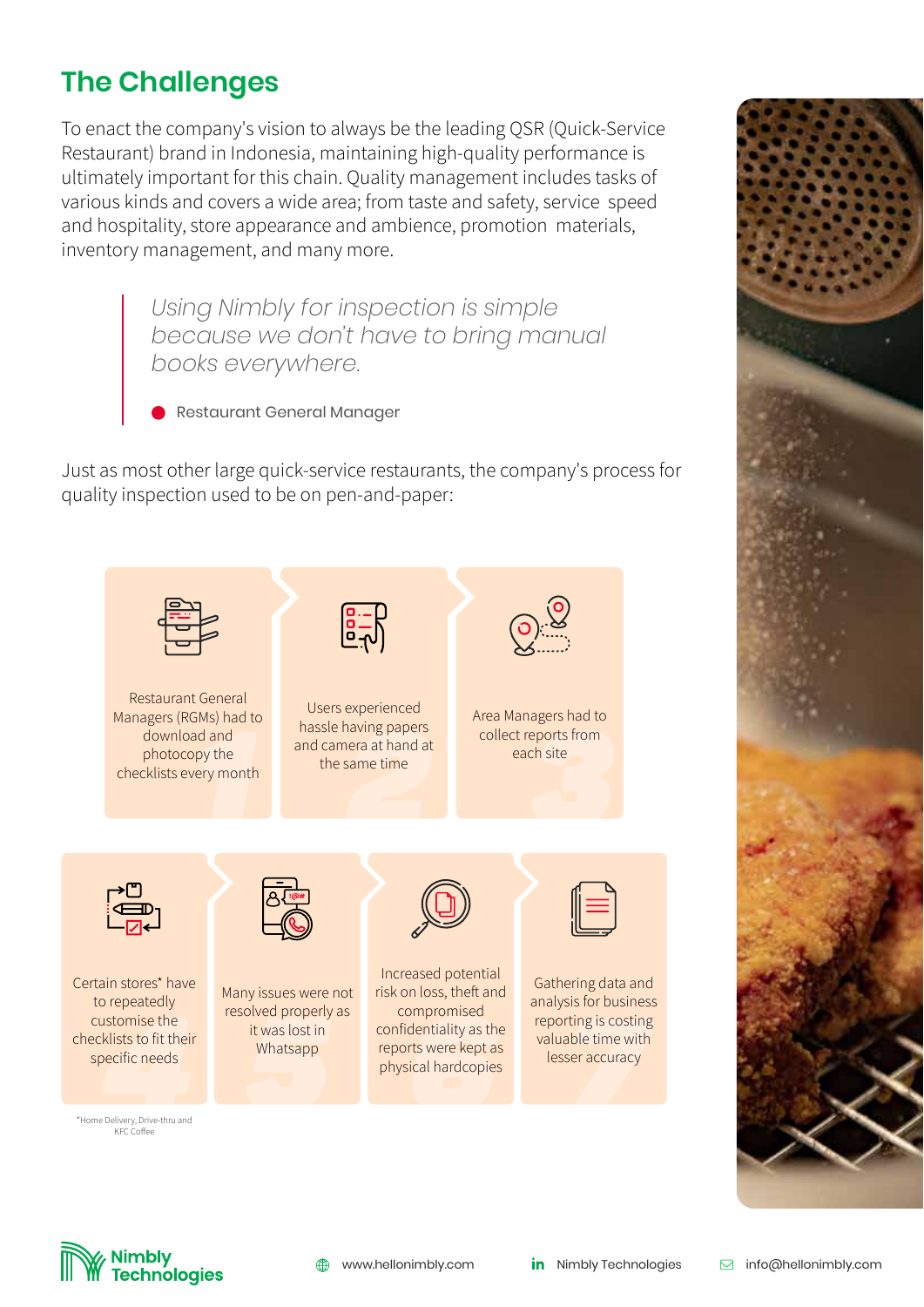## The Challenges

To enact the company's vision to always be the leading QSR (Quick-Service Restaurant) brand in Indonesia, maintaining high-quality performance is ultimately important for this chain. Quality management includes tasks of various kinds and covers a wide area; from taste and safety, service speed and hospitality, store appearance and ambience, promotion materials, inventory management, and many more.

> *Using Nimbly for inspection is simple because we don't have to bring manual books everywhere.*
>
> Restaurant General Manager

Just as most other large quick-service restaurants, the company's process for quality inspection used to be on pen-and-paper:

1. Restaurant General Managers (RGMs) had to download and photocopy the checklists every month
2. Users experienced hassle having papers and camera at hand at the same time
3. Area Managers had to collect reports from each site
4. Certain stores* have to repeatedly customise the checklists to fit their specific needs
5. Many issues were not resolved properly as it was lost in Whatsapp
6. Increased potential risk on loss, theft and compromised confidentiality as the reports were kept as physical hardcopies
7. Gathering data and analysis for business reporting is costing valuable time with lesser accuracy

*Home Delivery, Drive-thru and KFC Coffee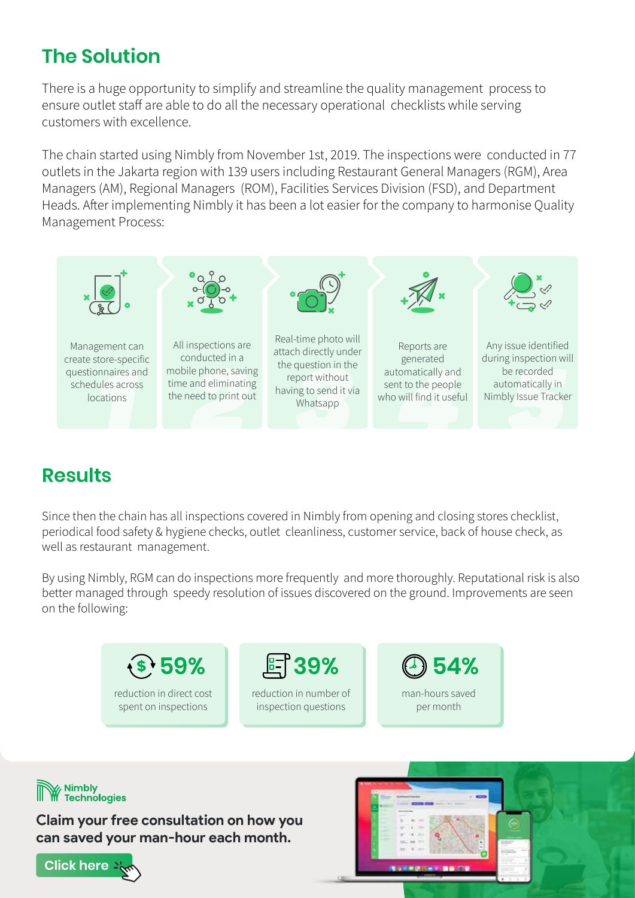## The Solution

There is a huge opportunity to simplify and streamline the quality management process to ensure outlet staff are able to do all the necessary operational checklists while serving customers with excellence.

The chain started using Nimbly from November 1st, 2019. The inspections were conducted in 77 outlets in the Jakarta region with 139 users including Restaurant General Managers (RGM), Area Managers (AM), Regional Managers (ROM), Facilities Services Division (FSD), and Department Heads. After implementing Nimbly it has been a lot easier for the company to harmonise Quality Management Process:

1. Management can create store-specific questionnaires and schedules across locations
2. All inspections are conducted in a mobile phone, saving time and eliminating the need to print out
3. Real-time photo will attach directly under the question in the report without having to send it via Whatsapp
4. Reports are generated automatically and sent to the people who will find it useful
5. Any issue identified during inspection will be recorded automatically in Nimbly Issue Tracker

## Results

Since then the chain has all inspections covered in Nimbly from opening and closing stores checklist, periodical food safety & hygiene checks, outlet cleanliness, customer service, back of house check, as well as restaurant management.

By using Nimbly, RGM can do inspections more frequently and more thoroughly. Reputational risk is also better managed through speedy resolution of issues discovered on the ground. Improvements are seen on the following:

**59%** reduction in direct cost spent on inspections

**39%** reduction in number of inspection questions

**54%** man-hours saved per month

Nimbly Technologies

**Claim your free consultation on how you can saved your man-hour each month.**

Click here